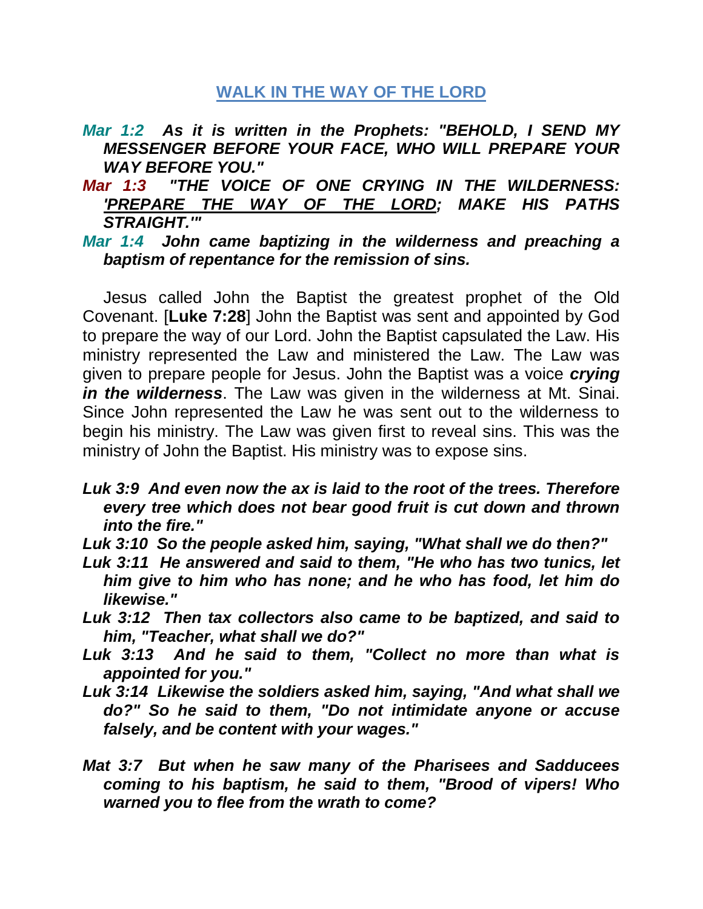## WALK IN THE WAY OF THE LORD

***Mar 1:2** As it is written in the Prophets: "BEHOLD, I SEND MY MESSENGER BEFORE YOUR FACE, WHO WILL PREPARE YOUR WAY BEFORE YOU."*

***Mar 1:3** "THE VOICE OF ONE CRYING IN THE WILDERNESS: 'PREPARE THE WAY OF THE LORD; MAKE HIS PATHS STRAIGHT.'"*

***Mar 1:4** John came baptizing in the wilderness and preaching a baptism of repentance for the remission of sins.*

Jesus called John the Baptist the greatest prophet of the Old Covenant. [**Luke 7:28**] John the Baptist was sent and appointed by God to prepare the way of our Lord. John the Baptist capsulated the Law. His ministry represented the Law and ministered the Law. The Law was given to prepare people for Jesus. John the Baptist was a voice ***crying in the wilderness***. The Law was given in the wilderness at Mt. Sinai. Since John represented the Law he was sent out to the wilderness to begin his ministry. The Law was given first to reveal sins. This was the ministry of John the Baptist. His ministry was to expose sins.

***Luk 3:9** And even now the ax is laid to the root of the trees. Therefore every tree which does not bear good fruit is cut down and thrown into the fire."*

***Luk 3:10** So the people asked him, saying, "What shall we do then?"*

***Luk 3:11** He answered and said to them, "He who has two tunics, let him give to him who has none; and he who has food, let him do likewise."*

***Luk 3:12** Then tax collectors also came to be baptized, and said to him, "Teacher, what shall we do?"*

***Luk 3:13** And he said to them, "Collect no more than what is appointed for you."*

***Luk 3:14** Likewise the soldiers asked him, saying, "And what shall we do?" So he said to them, "Do not intimidate anyone or accuse falsely, and be content with your wages."*

***Mat 3:7** But when he saw many of the Pharisees and Sadducees coming to his baptism, he said to them, "Brood of vipers! Who warned you to flee from the wrath to come?*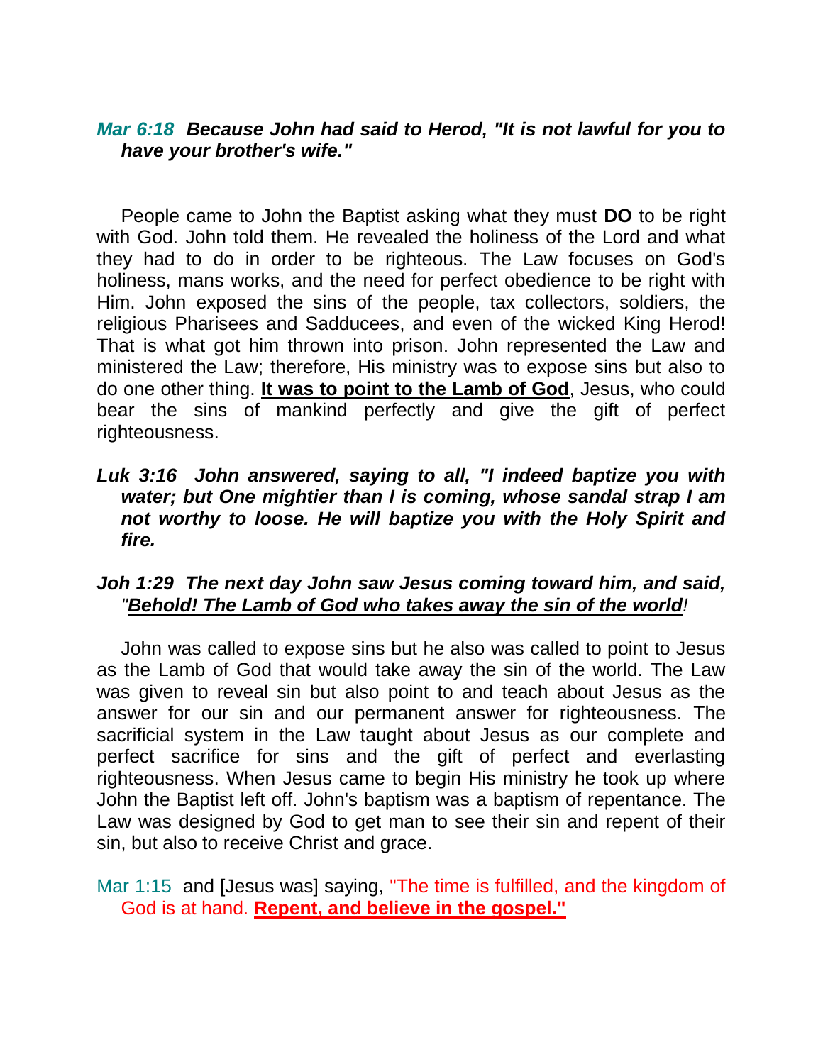***Mar 6:18  Because John had said to Herod, "It is not lawful for you to have your brother's wife."***

People came to John the Baptist asking what they must **DO** to be right with God. John told them. He revealed the holiness of the Lord and what they had to do in order to be righteous. The Law focuses on God's holiness, mans works, and the need for perfect obedience to be right with Him. John exposed the sins of the people, tax collectors, soldiers, the religious Pharisees and Sadducees, and even of the wicked King Herod! That is what got him thrown into prison. John represented the Law and ministered the Law; therefore, His ministry was to expose sins but also to do one other thing. <u>**It was to point to the Lamb of God**</u>, Jesus, who could bear the sins of mankind perfectly and give the gift of perfect righteousness.

***Luk 3:16  John answered, saying to all, "I indeed baptize you with water; but One mightier than I is coming, whose sandal strap I am not worthy to loose. He will baptize you with the Holy Spirit and fire.***

***Joh 1:29  The next day John saw Jesus coming toward him, and said, "<u>Behold! The Lamb of God who takes away the sin of the world</u>!***

John was called to expose sins but he also was called to point to Jesus as the Lamb of God that would take away the sin of the world. The Law was given to reveal sin but also point to and teach about Jesus as the answer for our sin and our permanent answer for righteousness. The sacrificial system in the Law taught about Jesus as our complete and perfect sacrifice for sins and the gift of perfect and everlasting righteousness. When Jesus came to begin His ministry he took up where John the Baptist left off. John's baptism was a baptism of repentance. The Law was designed by God to get man to see their sin and repent of their sin, but also to receive Christ and grace.

Mar 1:15  and [Jesus was] saying, "The time is fulfilled, and the kingdom of God is at hand. <u>**Repent, and believe in the gospel."**</u>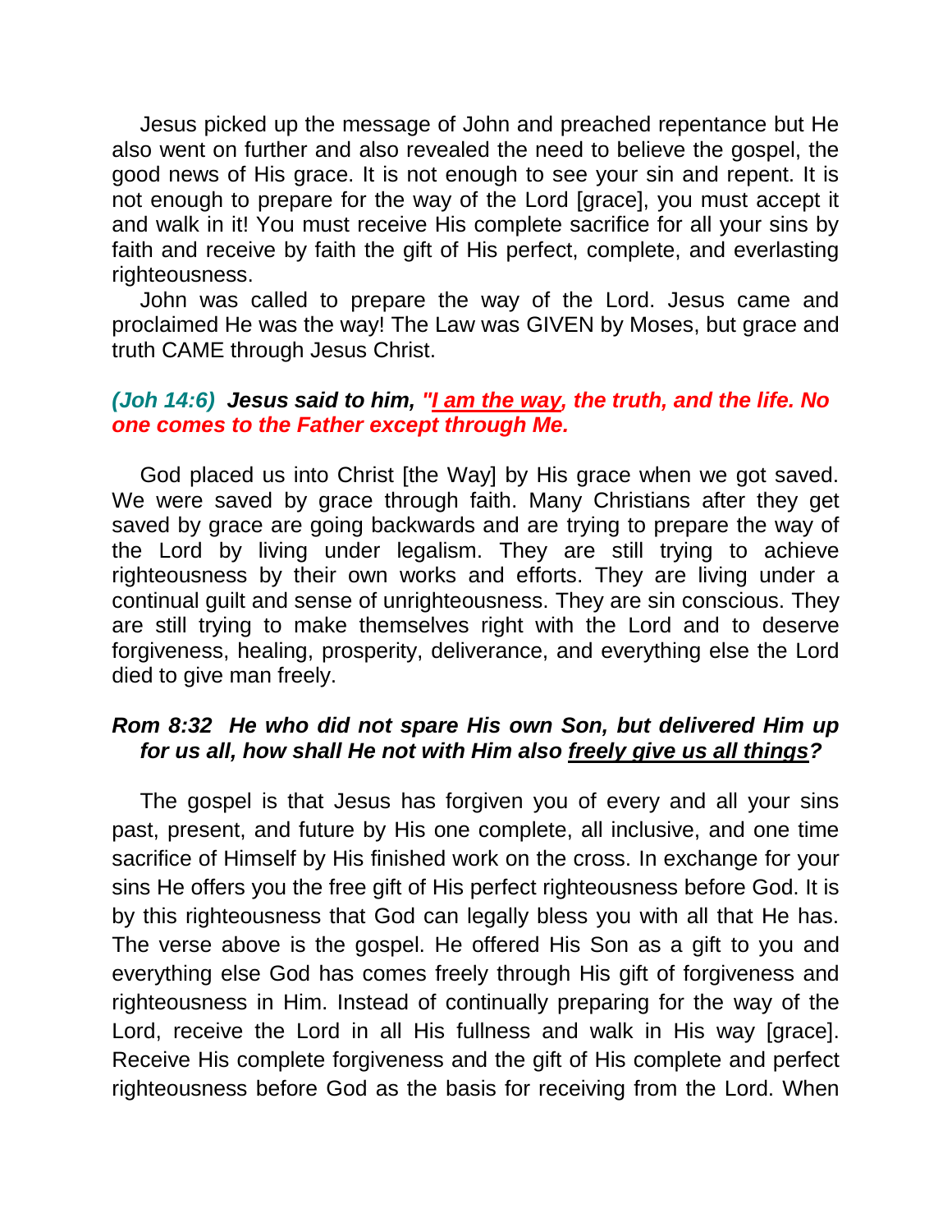Jesus picked up the message of John and preached repentance but He also went on further and also revealed the need to believe the gospel, the good news of His grace. It is not enough to see your sin and repent. It is not enough to prepare for the way of the Lord [grace], you must accept it and walk in it! You must receive His complete sacrifice for all your sins by faith and receive by faith the gift of His perfect, complete, and everlasting righteousness.

John was called to prepare the way of the Lord. Jesus came and proclaimed He was the way! The Law was GIVEN by Moses, but grace and truth CAME through Jesus Christ.

***(Joh 14:6) Jesus said to him, "<u>I am the way</u>, the truth, and the life. No one comes to the Father except through Me.***

God placed us into Christ [the Way] by His grace when we got saved. We were saved by grace through faith. Many Christians after they get saved by grace are going backwards and are trying to prepare the way of the Lord by living under legalism. They are still trying to achieve righteousness by their own works and efforts. They are living under a continual guilt and sense of unrighteousness. They are sin conscious. They are still trying to make themselves right with the Lord and to deserve forgiveness, healing, prosperity, deliverance, and everything else the Lord died to give man freely.

***Rom 8:32 He who did not spare His own Son, but delivered Him up for us all, how shall He not with Him also <u>freely give us all things</u>?***

The gospel is that Jesus has forgiven you of every and all your sins past, present, and future by His one complete, all inclusive, and one time sacrifice of Himself by His finished work on the cross. In exchange for your sins He offers you the free gift of His perfect righteousness before God. It is by this righteousness that God can legally bless you with all that He has. The verse above is the gospel. He offered His Son as a gift to you and everything else God has comes freely through His gift of forgiveness and righteousness in Him. Instead of continually preparing for the way of the Lord, receive the Lord in all His fullness and walk in His way [grace]. Receive His complete forgiveness and the gift of His complete and perfect righteousness before God as the basis for receiving from the Lord. When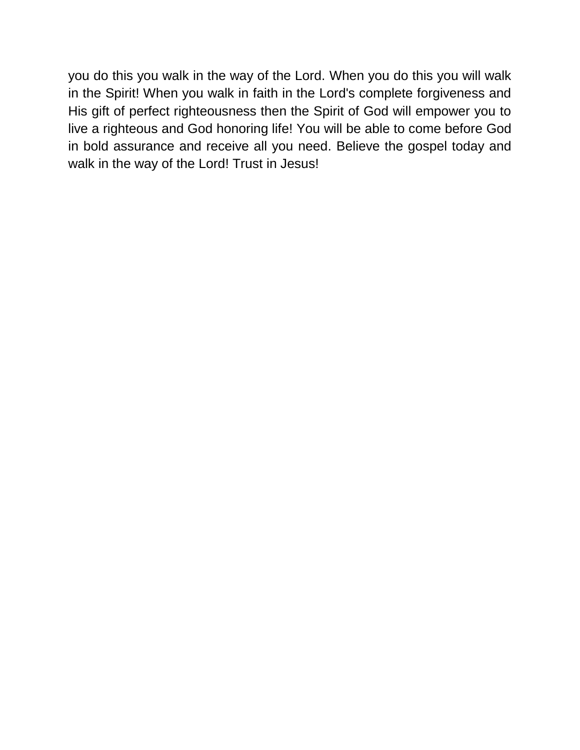you do this you walk in the way of the Lord. When you do this you will walk in the Spirit! When you walk in faith in the Lord's complete forgiveness and His gift of perfect righteousness then the Spirit of God will empower you to live a righteous and God honoring life! You will be able to come before God in bold assurance and receive all you need. Believe the gospel today and walk in the way of the Lord! Trust in Jesus!